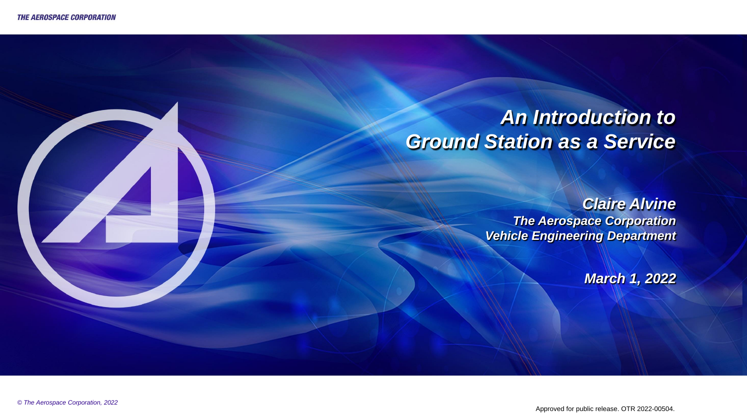# *An Introduction to Ground Station as a Service*

***Claire Alvine***
***The Aerospace Corporation***
***Vehicle Engineering Department***

***March 1, 2022***

*© The Aerospace Corporation, 2022*

Approved for public release. OTR 2022-00504.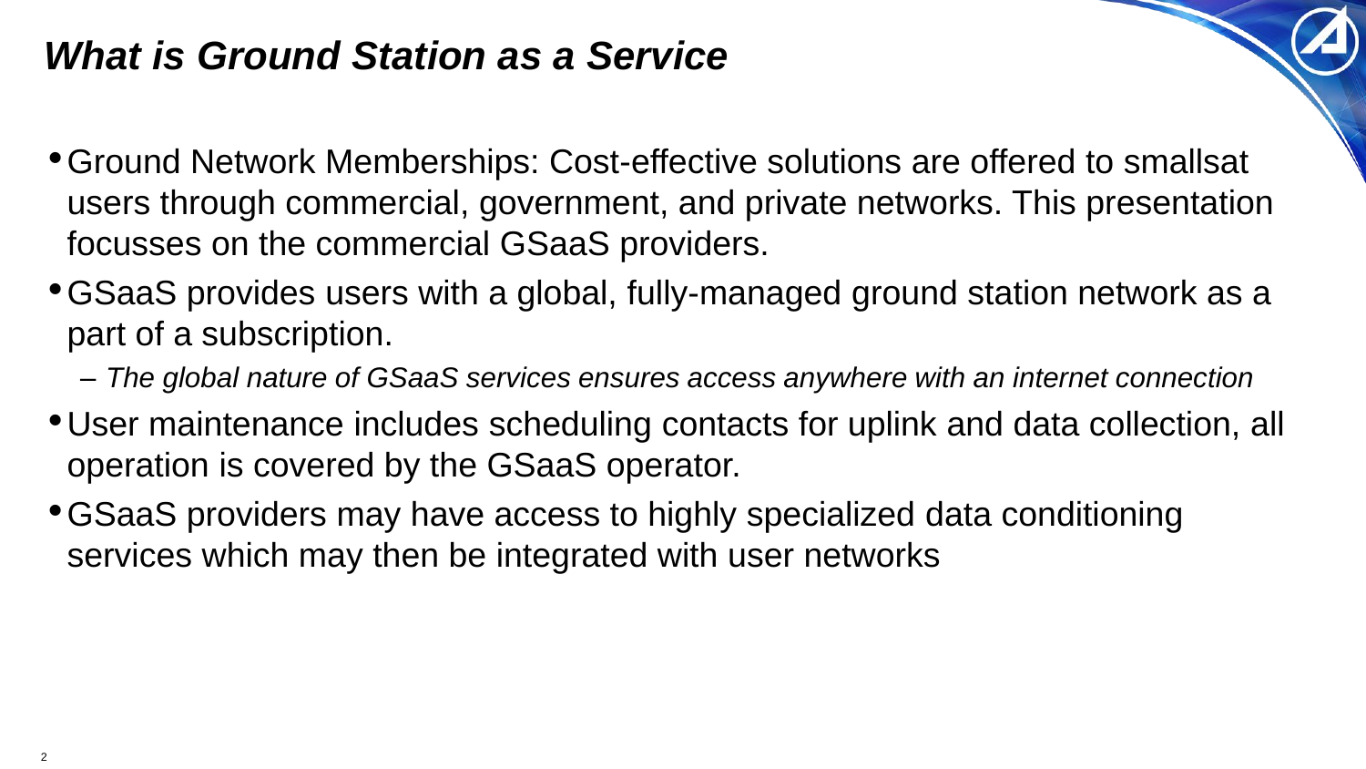# *What is Ground Station as a Service*

- Ground Network Memberships: Cost-effective solutions are offered to smallsat users through commercial, government, and private networks. This presentation focusses on the commercial GSaaS providers.
- GSaaS provides users with a global, fully-managed ground station network as a part of a subscription.
  - *The global nature of GSaaS services ensures access anywhere with an internet connection*
- User maintenance includes scheduling contacts for uplink and data collection, all operation is covered by the GSaaS operator.
- GSaaS providers may have access to highly specialized data conditioning services which may then be integrated with user networks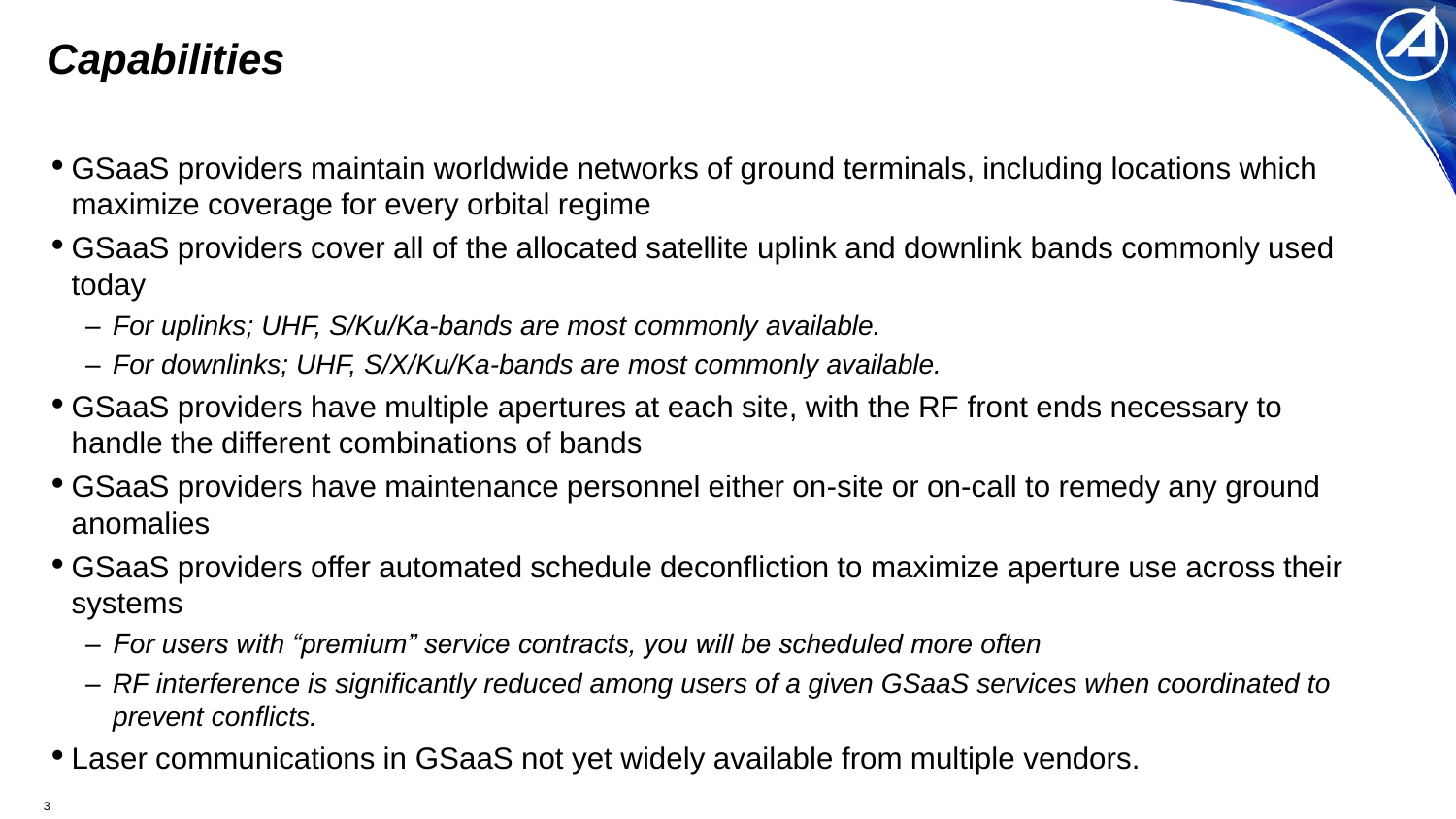# *Capabilities*

- GSaaS providers maintain worldwide networks of ground terminals, including locations which maximize coverage for every orbital regime
- GSaaS providers cover all of the allocated satellite uplink and downlink bands commonly used today
  - *For uplinks; UHF, S/Ku/Ka-bands are most commonly available.*
  - *For downlinks; UHF, S/X/Ku/Ka-bands are most commonly available.*
- GSaaS providers have multiple apertures at each site, with the RF front ends necessary to handle the different combinations of bands
- GSaaS providers have maintenance personnel either on-site or on-call to remedy any ground anomalies
- GSaaS providers offer automated schedule deconfliction to maximize aperture use across their systems
  - *For users with "premium" service contracts, you will be scheduled more often*
  - *RF interference is significantly reduced among users of a given GSaaS services when coordinated to prevent conflicts.*
- Laser communications in GSaaS not yet widely available from multiple vendors.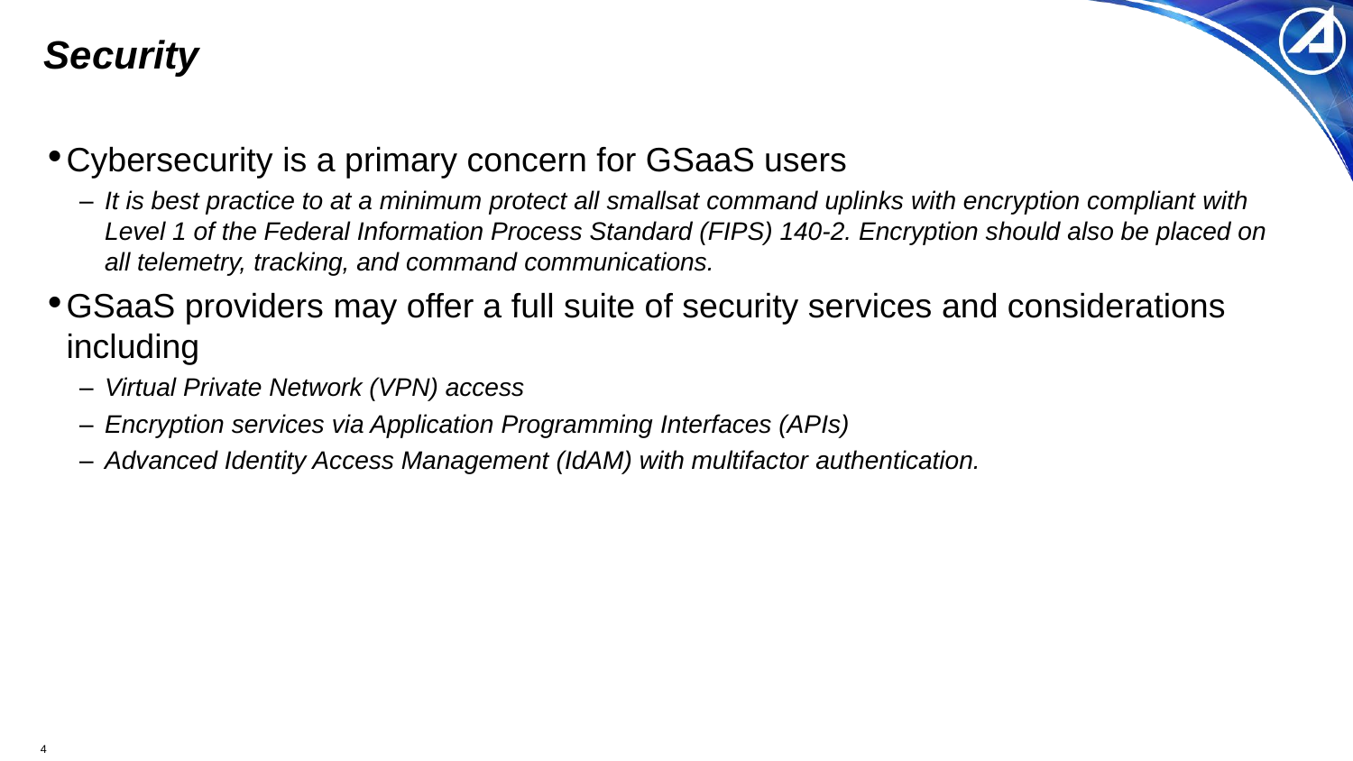# *Security*

- Cybersecurity is a primary concern for GSaaS users
  - *It is best practice to at a minimum protect all smallsat command uplinks with encryption compliant with Level 1 of the Federal Information Process Standard (FIPS) 140-2. Encryption should also be placed on all telemetry, tracking, and command communications.*
- GSaaS providers may offer a full suite of security services and considerations including
  - *Virtual Private Network (VPN) access*
  - *Encryption services via Application Programming Interfaces (APIs)*
  - *Advanced Identity Access Management (IdAM) with multifactor authentication.*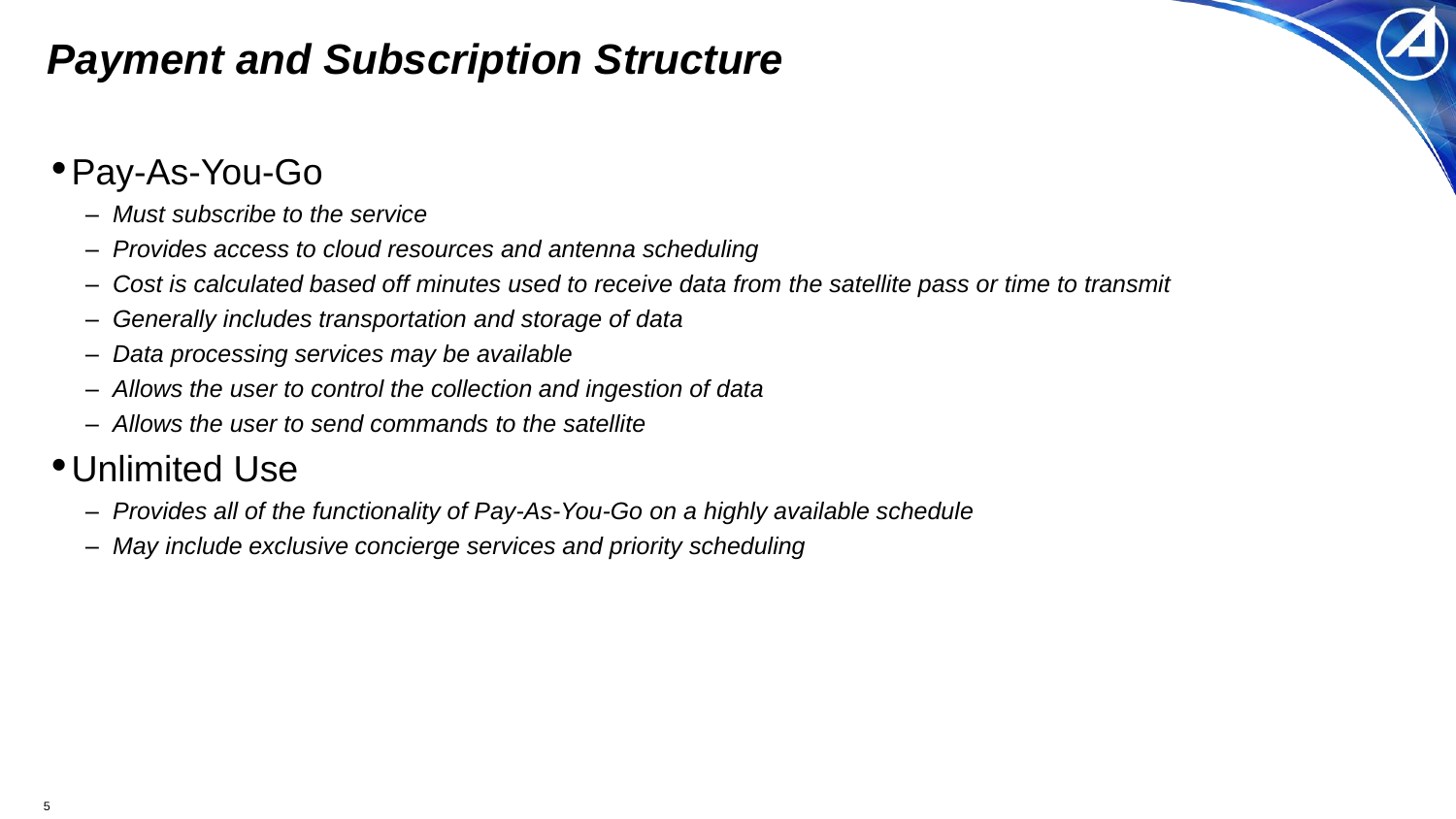# *Payment and Subscription Structure*

- Pay-As-You-Go
  - *Must subscribe to the service*
  - *Provides access to cloud resources and antenna scheduling*
  - *Cost is calculated based off minutes used to receive data from the satellite pass or time to transmit*
  - *Generally includes transportation and storage of data*
  - *Data processing services may be available*
  - *Allows the user to control the collection and ingestion of data*
  - *Allows the user to send commands to the satellite*
- Unlimited Use
  - *Provides all of the functionality of Pay-As-You-Go on a highly available schedule*
  - *May include exclusive concierge services and priority scheduling*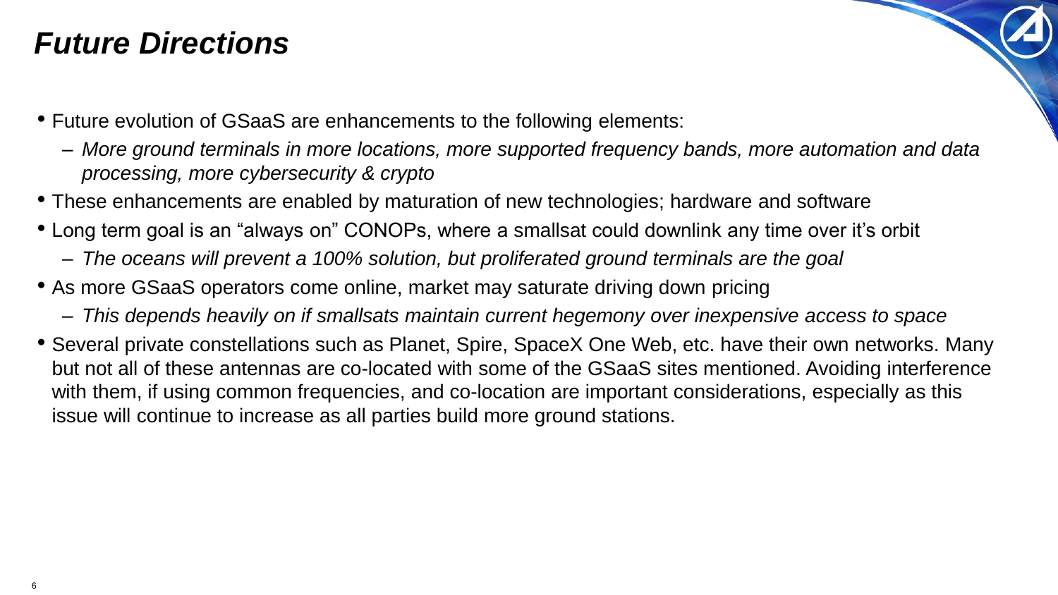# *Future Directions*

- Future evolution of GSaaS are enhancements to the following elements:
  - *More ground terminals in more locations, more supported frequency bands, more automation and data processing, more cybersecurity & crypto*
- These enhancements are enabled by maturation of new technologies; hardware and software
- Long term goal is an "always on" CONOPs, where a smallsat could downlink any time over it's orbit
  - *The oceans will prevent a 100% solution, but proliferated ground terminals are the goal*
- As more GSaaS operators come online, market may saturate driving down pricing
  - *This depends heavily on if smallsats maintain current hegemony over inexpensive access to space*
- Several private constellations such as Planet, Spire, SpaceX One Web, etc. have their own networks. Many but not all of these antennas are co-located with some of the GSaaS sites mentioned. Avoiding interference with them, if using common frequencies, and co-location are important considerations, especially as this issue will continue to increase as all parties build more ground stations.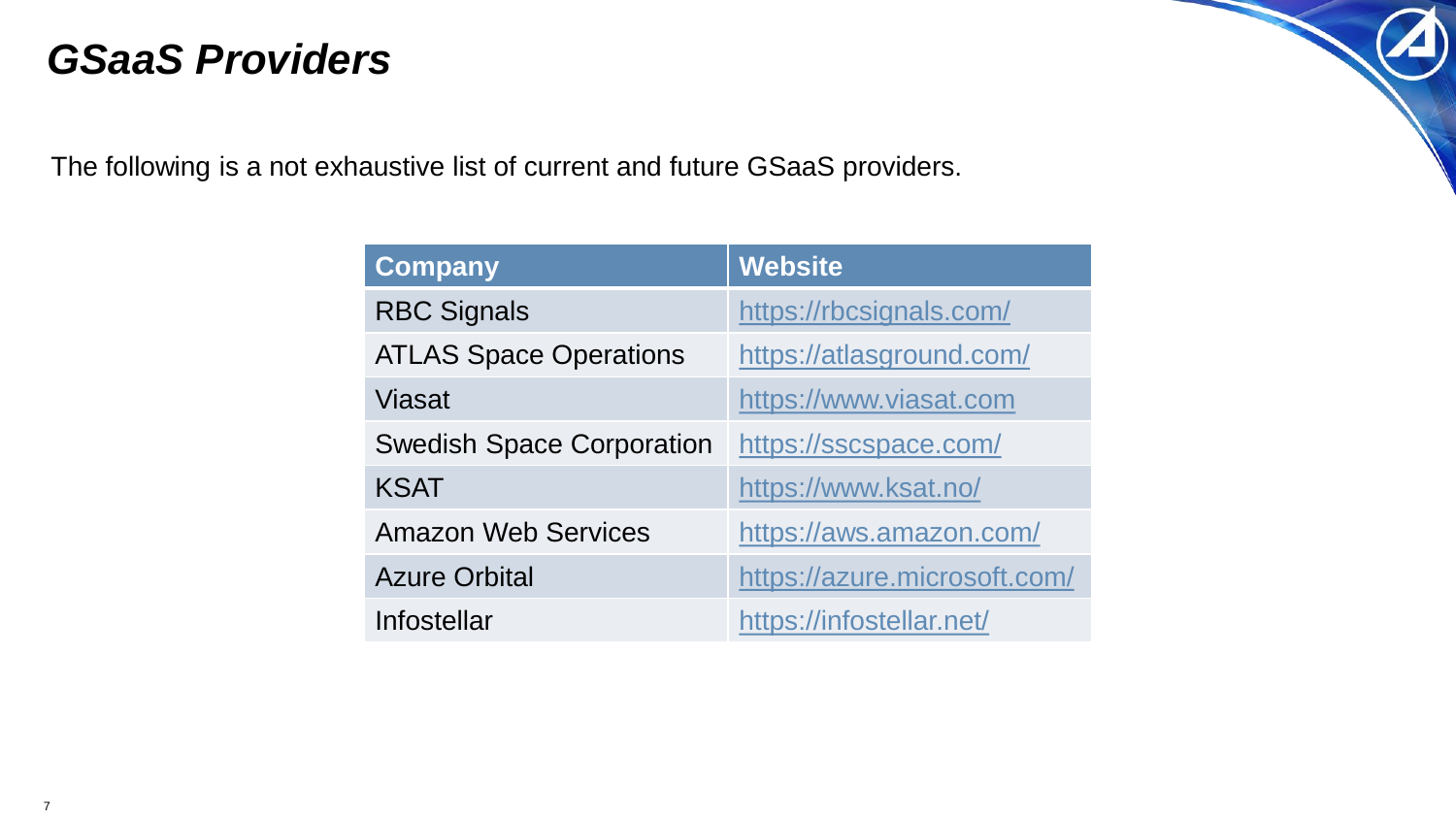# *GSaaS Providers*

The following is a not exhaustive list of current and future GSaaS providers.

| Company | Website |
|---|---|
| RBC Signals | https://rbcsignals.com/ |
| ATLAS Space Operations | https://atlasground.com/ |
| Viasat | https://www.viasat.com |
| Swedish Space Corporation | https://sscspace.com/ |
| KSAT | https://www.ksat.no/ |
| Amazon Web Services | https://aws.amazon.com/ |
| Azure Orbital | https://azure.microsoft.com/ |
| Infostellar | https://infostellar.net/ |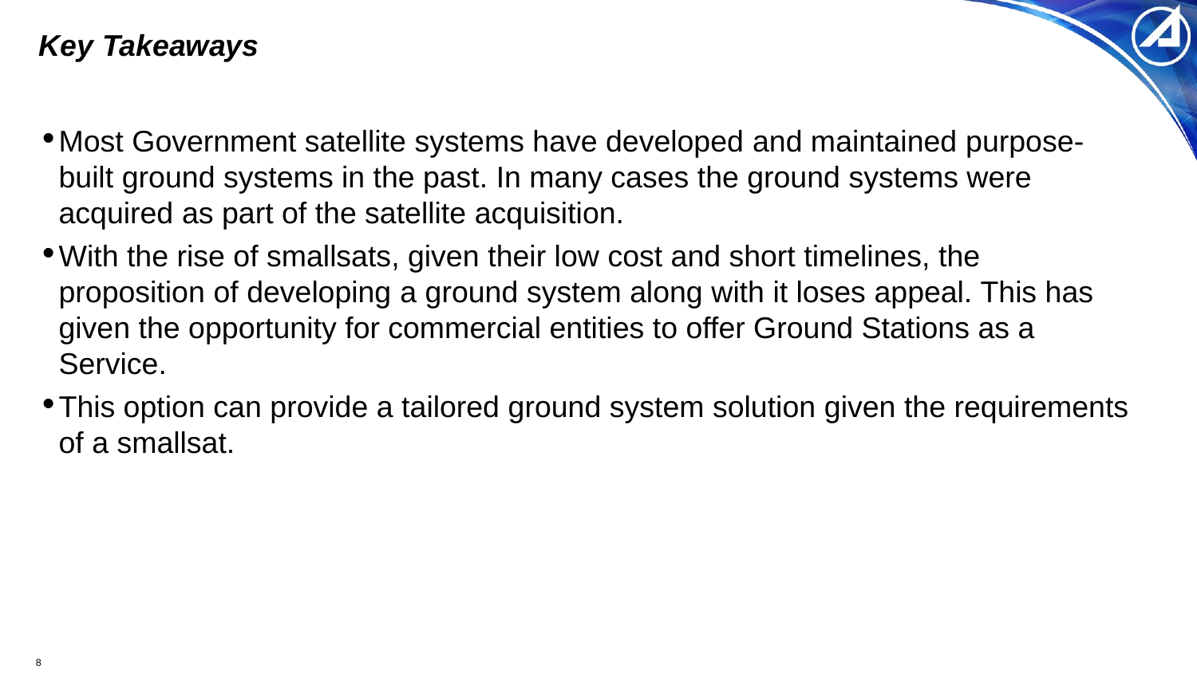## *Key Takeaways*

- Most Government satellite systems have developed and maintained purpose-built ground systems in the past. In many cases the ground systems were acquired as part of the satellite acquisition.
- With the rise of smallsats, given their low cost and short timelines, the proposition of developing a ground system along with it loses appeal. This has given the opportunity for commercial entities to offer Ground Stations as a Service.
- This option can provide a tailored ground system solution given the requirements of a smallsat.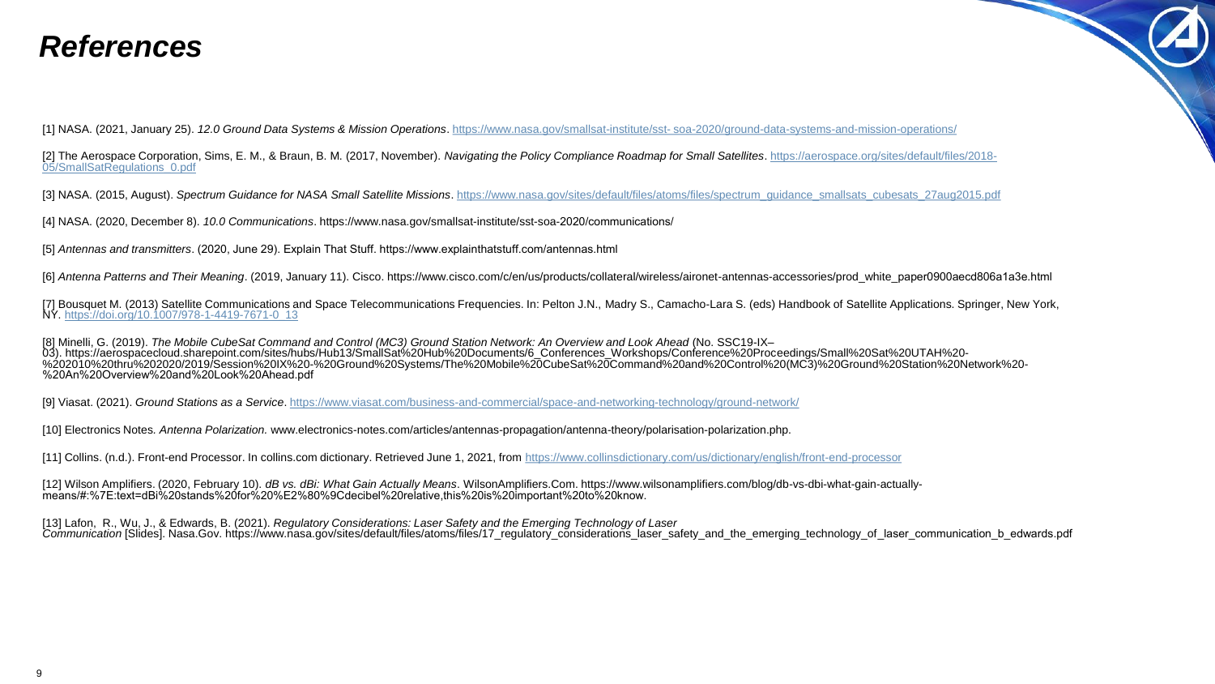# *References*

[1] NASA. (2021, January 25). *12.0 Ground Data Systems & Mission Operations*. https://www.nasa.gov/smallsat-institute/sst- soa-2020/ground-data-systems-and-mission-operations/

[2] The Aerospace Corporation, Sims, E. M., & Braun, B. M. (2017, November). *Navigating the Policy Compliance Roadmap for Small Satellites*. https://aerospace.org/sites/default/files/2018-05/SmallSatRegulations_0.pdf

[3] NASA. (2015, August). *Spectrum Guidance for NASA Small Satellite Missions*. https://www.nasa.gov/sites/default/files/atoms/files/spectrum_guidance_smallsats_cubesats_27aug2015.pdf

[4] NASA. (2020, December 8). *10.0 Communications*. https://www.nasa.gov/smallsat-institute/sst-soa-2020/communications/

[5] *Antennas and transmitters*. (2020, June 29). Explain That Stuff. https://www.explainthatstuff.com/antennas.html

[6] *Antenna Patterns and Their Meaning*. (2019, January 11). Cisco. https://www.cisco.com/c/en/us/products/collateral/wireless/aironet-antennas-accessories/prod_white_paper0900aecd806a1a3e.html

[7] Bousquet M. (2013) Satellite Communications and Space Telecommunications Frequencies. In: Pelton J.N., Madry S., Camacho-Lara S. (eds) Handbook of Satellite Applications. Springer, New York, NY. https://doi.org/10.1007/978-1-4419-7671-0_13

[8] Minelli, G. (2019). *The Mobile CubeSat Command and Control (MC3) Ground Station Network: An Overview and Look Ahead* (No. SSC19-IX–03). https://aerospacecloud.sharepoint.com/sites/hubs/Hub13/SmallSat%20Hub%20Documents/6_Conferences_Workshops/Conference%20Proceedings/Small%20Sat%20UTAH%20-%202010%20thru%202020/2019/Session%20IX%20-%20Ground%20Systems/The%20Mobile%20CubeSat%20Command%20and%20Control%20(MC3)%20Ground%20Station%20Network%20-%20An%20Overview%20and%20Look%20Ahead.pdf

[9] Viasat. (2021). *Ground Stations as a Service*. https://www.viasat.com/business-and-commercial/space-and-networking-technology/ground-network/

[10] Electronics Notes. *Antenna Polarization.* www.electronics-notes.com/articles/antennas-propagation/antenna-theory/polarisation-polarization.php.

[11] Collins. (n.d.). Front-end Processor. In collins.com dictionary. Retrieved June 1, 2021, from https://www.collinsdictionary.com/us/dictionary/english/front-end-processor

[12] Wilson Amplifiers. (2020, February 10). *dB vs. dBi: What Gain Actually Means*. WilsonAmplifiers.Com. https://www.wilsonamplifiers.com/blog/db-vs-dbi-what-gain-actually-means/#:%7E:text=dBi%20stands%20for%20%E2%80%9Cdecibel%20relative,this%20is%20important%20to%20know.

[13] Lafon, R., Wu, J., & Edwards, B. (2021). *Regulatory Considerations: Laser Safety and the Emerging Technology of Laser Communication* [Slides]. Nasa.Gov. https://www.nasa.gov/sites/default/files/atoms/files/17_regulatory_considerations_laser_safety_and_the_emerging_technology_of_laser_communication_b_edwards.pdf